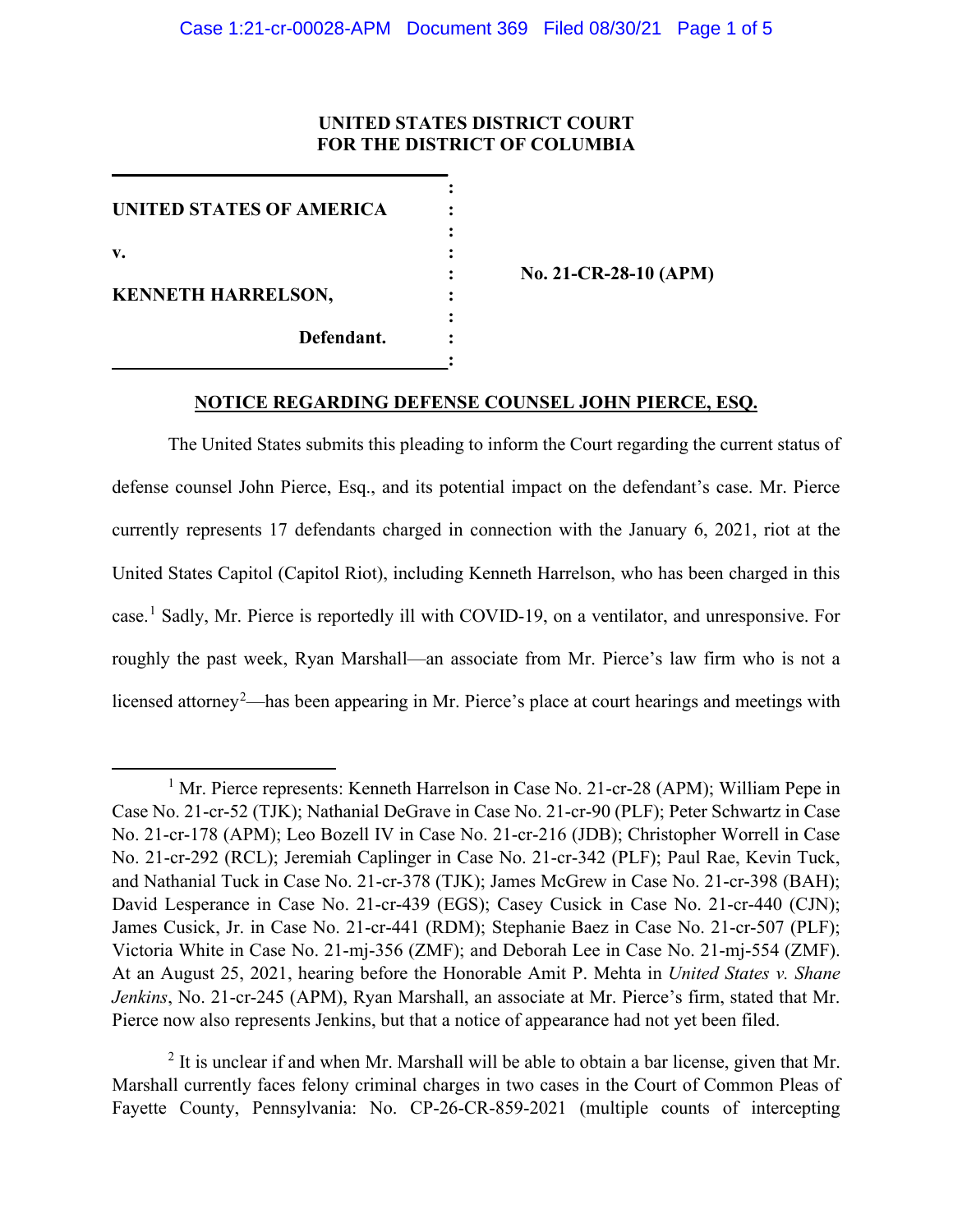**UNITED STATES DISTRICT COURT**
**FOR THE DISTRICT OF COLUMBIA**

| | | |
|---|---|---|
| **UNITED STATES OF AMERICA** | : | |
| **v.** | : | **No. 21-CR-28-10 (APM)** |
| **KENNETH HARRELSON,** | : | |
| **Defendant.** | : | |

**NOTICE REGARDING DEFENSE COUNSEL JOHN PIERCE, ESQ.**

The United States submits this pleading to inform the Court regarding the current status of defense counsel John Pierce, Esq., and its potential impact on the defendant's case. Mr. Pierce currently represents 17 defendants charged in connection with the January 6, 2021, riot at the United States Capitol (Capitol Riot), including Kenneth Harrelson, who has been charged in this case.[1] Sadly, Mr. Pierce is reportedly ill with COVID-19, on a ventilator, and unresponsive. For roughly the past week, Ryan Marshall—an associate from Mr. Pierce's law firm who is not a licensed attorney[2]—has been appearing in Mr. Pierce's place at court hearings and meetings with

---

[1] Mr. Pierce represents: Kenneth Harrelson in Case No. 21-cr-28 (APM); William Pepe in Case No. 21-cr-52 (TJK); Nathanial DeGrave in Case No. 21-cr-90 (PLF); Peter Schwartz in Case No. 21-cr-178 (APM); Leo Bozell IV in Case No. 21-cr-216 (JDB); Christopher Worrell in Case No. 21-cr-292 (RCL); Jeremiah Caplinger in Case No. 21-cr-342 (PLF); Paul Rae, Kevin Tuck, and Nathanial Tuck in Case No. 21-cr-378 (TJK); James McGrew in Case No. 21-cr-398 (BAH); David Lesperance in Case No. 21-cr-439 (EGS); Casey Cusick in Case No. 21-cr-440 (CJN); James Cusick, Jr. in Case No. 21-cr-441 (RDM); Stephanie Baez in Case No. 21-cr-507 (PLF); Victoria White in Case No. 21-mj-356 (ZMF); and Deborah Lee in Case No. 21-mj-554 (ZMF). At an August 25, 2021, hearing before the Honorable Amit P. Mehta in *United States v. Shane Jenkins*, No. 21-cr-245 (APM), Ryan Marshall, an associate at Mr. Pierce's firm, stated that Mr. Pierce now also represents Jenkins, but that a notice of appearance had not yet been filed.

[2] It is unclear if and when Mr. Marshall will be able to obtain a bar license, given that Mr. Marshall currently faces felony criminal charges in two cases in the Court of Common Pleas of Fayette County, Pennsylvania: No. CP-26-CR-859-2021 (multiple counts of intercepting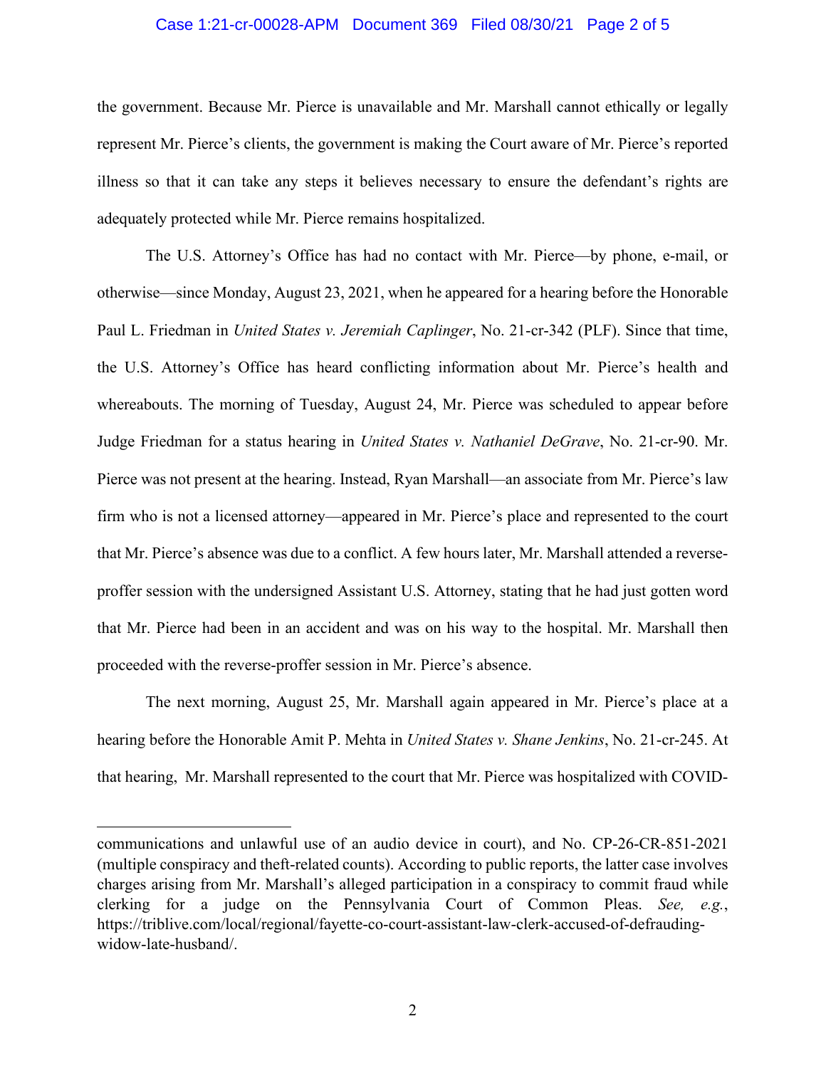the government. Because Mr. Pierce is unavailable and Mr. Marshall cannot ethically or legally represent Mr. Pierce's clients, the government is making the Court aware of Mr. Pierce's reported illness so that it can take any steps it believes necessary to ensure the defendant's rights are adequately protected while Mr. Pierce remains hospitalized.

The U.S. Attorney's Office has had no contact with Mr. Pierce—by phone, e-mail, or otherwise—since Monday, August 23, 2021, when he appeared for a hearing before the Honorable Paul L. Friedman in *United States v. Jeremiah Caplinger*, No. 21-cr-342 (PLF). Since that time, the U.S. Attorney's Office has heard conflicting information about Mr. Pierce's health and whereabouts. The morning of Tuesday, August 24, Mr. Pierce was scheduled to appear before Judge Friedman for a status hearing in *United States v. Nathaniel DeGrave*, No. 21-cr-90. Mr. Pierce was not present at the hearing. Instead, Ryan Marshall—an associate from Mr. Pierce's law firm who is not a licensed attorney—appeared in Mr. Pierce's place and represented to the court that Mr. Pierce's absence was due to a conflict. A few hours later, Mr. Marshall attended a reverse-proffer session with the undersigned Assistant U.S. Attorney, stating that he had just gotten word that Mr. Pierce had been in an accident and was on his way to the hospital. Mr. Marshall then proceeded with the reverse-proffer session in Mr. Pierce's absence.

The next morning, August 25, Mr. Marshall again appeared in Mr. Pierce's place at a hearing before the Honorable Amit P. Mehta in *United States v. Shane Jenkins*, No. 21-cr-245. At that hearing, Mr. Marshall represented to the court that Mr. Pierce was hospitalized with COVID-

communications and unlawful use of an audio device in court), and No. CP-26-CR-851-2021 (multiple conspiracy and theft-related counts). According to public reports, the latter case involves charges arising from Mr. Marshall's alleged participation in a conspiracy to commit fraud while clerking for a judge on the Pennsylvania Court of Common Pleas. *See, e.g.*, https://triblive.com/local/regional/fayette-co-court-assistant-law-clerk-accused-of-defrauding-widow-late-husband/.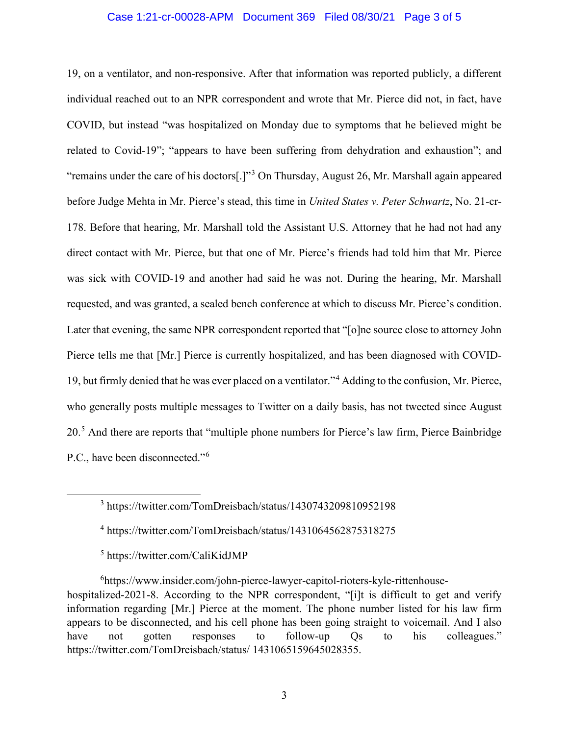19, on a ventilator, and non-responsive. After that information was reported publicly, a different individual reached out to an NPR correspondent and wrote that Mr. Pierce did not, in fact, have COVID, but instead "was hospitalized on Monday due to symptoms that he believed might be related to Covid-19"; "appears to have been suffering from dehydration and exhaustion"; and "remains under the care of his doctors[.]"[3] On Thursday, August 26, Mr. Marshall again appeared before Judge Mehta in Mr. Pierce's stead, this time in *United States v. Peter Schwartz*, No. 21-cr-178. Before that hearing, Mr. Marshall told the Assistant U.S. Attorney that he had not had any direct contact with Mr. Pierce, but that one of Mr. Pierce's friends had told him that Mr. Pierce was sick with COVID-19 and another had said he was not. During the hearing, Mr. Marshall requested, and was granted, a sealed bench conference at which to discuss Mr. Pierce's condition. Later that evening, the same NPR correspondent reported that "[o]ne source close to attorney John Pierce tells me that [Mr.] Pierce is currently hospitalized, and has been diagnosed with COVID-19, but firmly denied that he was ever placed on a ventilator."[4] Adding to the confusion, Mr. Pierce, who generally posts multiple messages to Twitter on a daily basis, has not tweeted since August 20.[5] And there are reports that "multiple phone numbers for Pierce's law firm, Pierce Bainbridge P.C., have been disconnected."[6]

---

[3] https://twitter.com/TomDreisbach/status/1430743209810952198

[4] https://twitter.com/TomDreisbach/status/1431064562875318275

[5] https://twitter.com/CaliKidJMP

[6] https://www.insider.com/john-pierce-lawyer-capitol-rioters-kyle-rittenhouse-hospitalized-2021-8. According to the NPR correspondent, "[i]t is difficult to get and verify information regarding [Mr.] Pierce at the moment. The phone number listed for his law firm appears to be disconnected, and his cell phone has been going straight to voicemail. And I also have not gotten responses to follow-up Qs to his colleagues." https://twitter.com/TomDreisbach/status/ 1431065159645028355.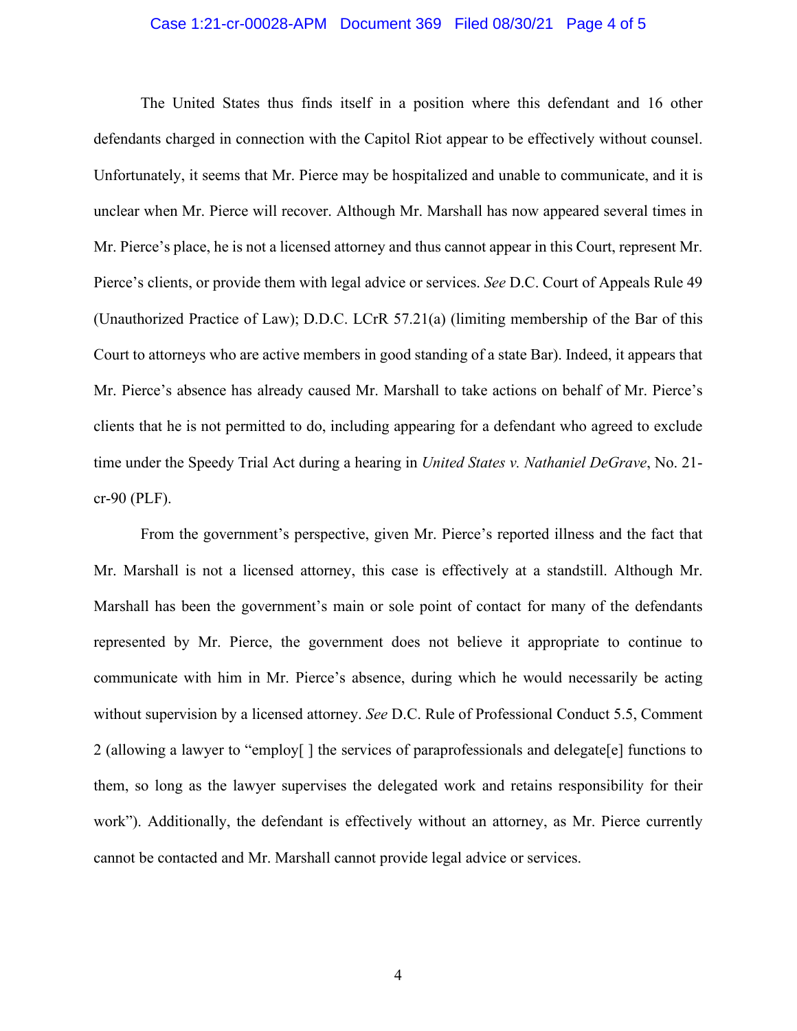The United States thus finds itself in a position where this defendant and 16 other defendants charged in connection with the Capitol Riot appear to be effectively without counsel. Unfortunately, it seems that Mr. Pierce may be hospitalized and unable to communicate, and it is unclear when Mr. Pierce will recover. Although Mr. Marshall has now appeared several times in Mr. Pierce's place, he is not a licensed attorney and thus cannot appear in this Court, represent Mr. Pierce's clients, or provide them with legal advice or services. *See* D.C. Court of Appeals Rule 49 (Unauthorized Practice of Law); D.D.C. LCrR 57.21(a) (limiting membership of the Bar of this Court to attorneys who are active members in good standing of a state Bar). Indeed, it appears that Mr. Pierce's absence has already caused Mr. Marshall to take actions on behalf of Mr. Pierce's clients that he is not permitted to do, including appearing for a defendant who agreed to exclude time under the Speedy Trial Act during a hearing in *United States v. Nathaniel DeGrave*, No. 21-cr-90 (PLF).

From the government's perspective, given Mr. Pierce's reported illness and the fact that Mr. Marshall is not a licensed attorney, this case is effectively at a standstill. Although Mr. Marshall has been the government's main or sole point of contact for many of the defendants represented by Mr. Pierce, the government does not believe it appropriate to continue to communicate with him in Mr. Pierce's absence, during which he would necessarily be acting without supervision by a licensed attorney. *See* D.C. Rule of Professional Conduct 5.5, Comment 2 (allowing a lawyer to "employ[ ] the services of paraprofessionals and delegate[e] functions to them, so long as the lawyer supervises the delegated work and retains responsibility for their work"). Additionally, the defendant is effectively without an attorney, as Mr. Pierce currently cannot be contacted and Mr. Marshall cannot provide legal advice or services.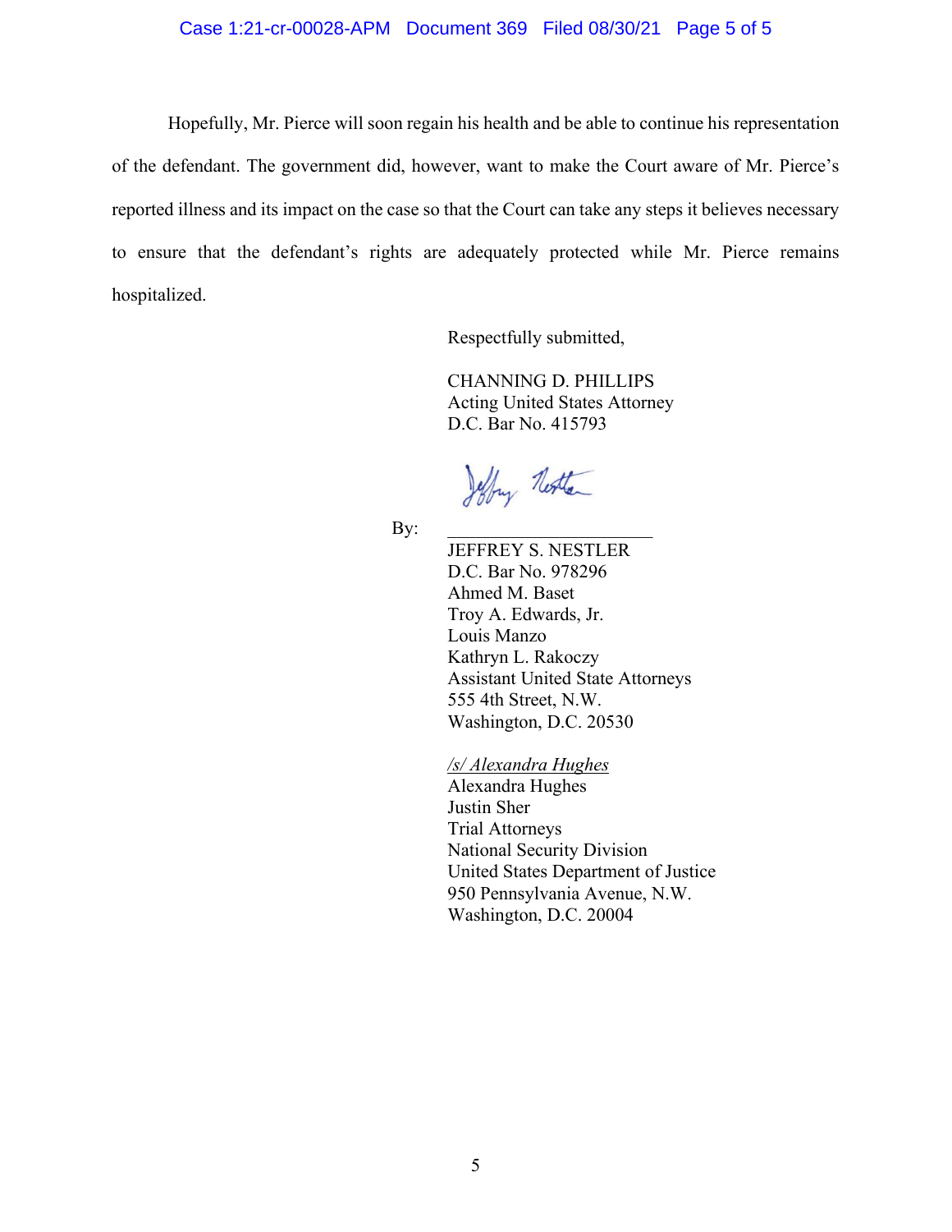Hopefully, Mr. Pierce will soon regain his health and be able to continue his representation of the defendant. The government did, however, want to make the Court aware of Mr. Pierce's reported illness and its impact on the case so that the Court can take any steps it believes necessary to ensure that the defendant's rights are adequately protected while Mr. Pierce remains hospitalized.

Respectfully submitted,

CHANNING D. PHILLIPS
Acting United States Attorney
D.C. Bar No. 415793

By: ______________________
JEFFREY S. NESTLER
D.C. Bar No. 978296
Ahmed M. Baset
Troy A. Edwards, Jr.
Louis Manzo
Kathryn L. Rakoczy
Assistant United State Attorneys
555 4th Street, N.W.
Washington, D.C. 20530

*/s/ Alexandra Hughes*
Alexandra Hughes
Justin Sher
Trial Attorneys
National Security Division
United States Department of Justice
950 Pennsylvania Avenue, N.W.
Washington, D.C. 20004